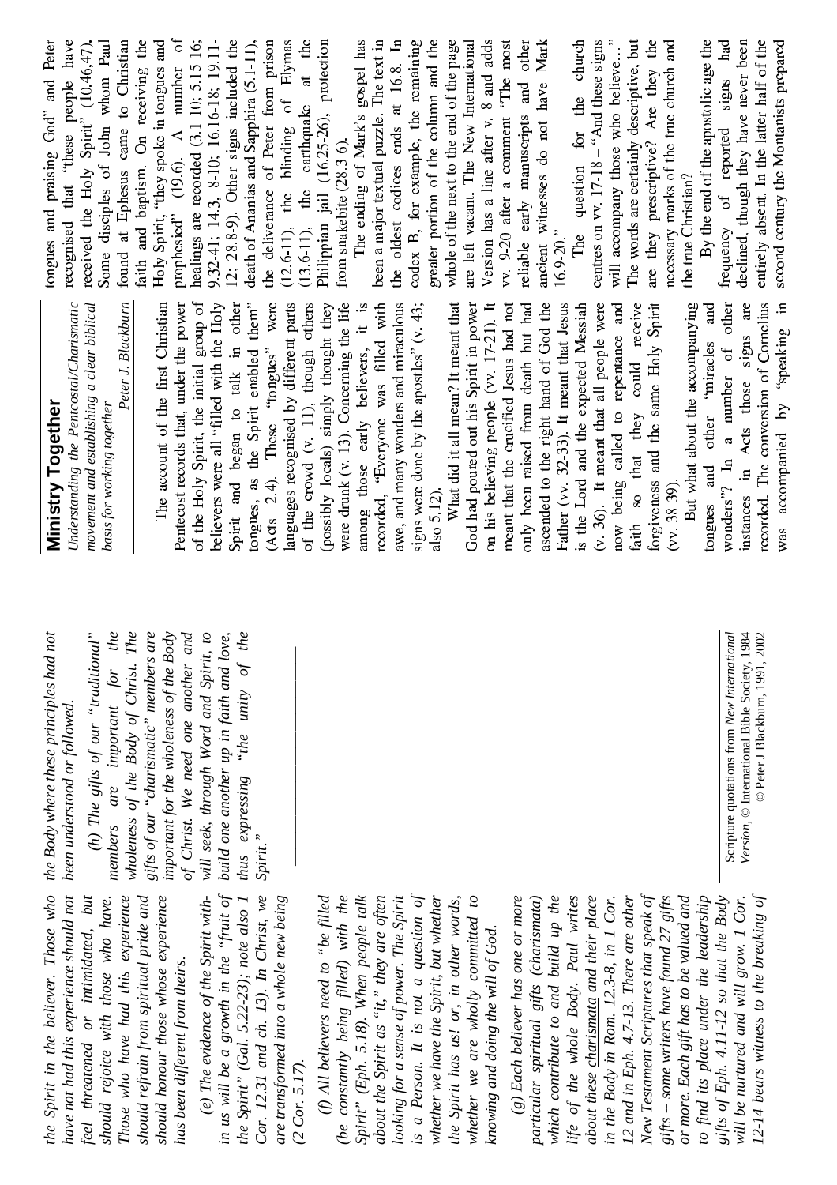# Ministry Together

*Understanding the Pentecostal/Charismatic movement and establishing a clear biblical basis for working together*

*Peter J. Blackburn*

---

The account of the first Christian Pentecost records that, under the power of the Holy Spirit, the initial group of believers were all "filled with the Holy Spirit and began to talk in other tongues, as the Spirit enabled them" (Acts 2.4). These "tongues" were languages recognised by different parts of the crowd (v. 11), though others (possibly locals) simply thought they were drunk (v. 13). Concerning the life among those early believers, it is recorded, "Everyone was filled with awe, and many wonders and miraculous signs were done by the apostles" (v. 43; also 5.12).

What did it all mean? It meant that God had poured out his Spirit in power on his believing people (vv. 17-21). It meant that the crucified Jesus had not only been raised from death but had ascended to the right hand of God the Father (vv. 32-33). It meant that Jesus is the Lord and the expected Messiah (v. 36). It meant that all people were now being called to repentance and faith so that they could receive forgiveness and the same Holy Spirit (vv. 38-39).

But what about the accompanying tongues and other "miracles and wonders"? In a number of other instances in Acts those signs are recorded. The conversion of Cornelius was accompanied by "speaking in tongues and praising God" and Peter recognised that "these people have received the Holy Spirit" (10.46,47). Some disciples of John whom Paul found at Ephesus came to Christian faith and baptism. On receiving the Holy Spirit, "they spoke in tongues and prophesied" (19.6). A number of healings are recorded (3.1-10; 5.15-16; 9.32-41; 14.3, 8-10; 16.16-18; 19.11-12; 28.8-9). Other signs included the death of Ananias and Sapphira (5.1-11), the deliverance of Peter from prison (12.6-11), the blinding of Elymas (13.6-11), the earthquake at the Philippian jail (16.25-26), protection from snakebite (28.3-6).

The ending of Mark's gospel has been a major textual puzzle. The text in the oldest codices ends at 16.8. In codex B, for example, the remaining greater portion of the column and the whole of the next to the end of the page are left vacant. The New International Version has a line after v. 8 and adds vv. 9-20 after a comment "The most reliable early manuscripts and other ancient witnesses do not have Mark 16.9-20."

The question for the church centres on vv. 17-18 – "And these signs will accompany those who believe..." The words are certainly descriptive, but are they prescriptive? Are they the necessary marks of the true church and the true Christian?

By the end of the apostolic age the frequency of reported signs had declined, though they have never been entirely absent. In the latter half of the second century the Montanists prepared

---

*the Spirit in the believer. Those who have not had this experience should not feel threatened or intimidated, but should rejoice with those who have. Those who have had this experience should refrain from spiritual pride and should honour those whose experience has been different from theirs.*

*(e) The evidence of the Spirit within us will be a growth in the "fruit of the Spirit" (Gal. 5.22-23); note also 1 Cor. 12.31 and ch. 13). In Christ, we are transformed into a whole new being (2 Cor. 5.17).*

*(f) All believers need to "be filled (be constantly being filled) with the Spirit" (Eph. 5.18). When people talk about the Spirit as "it," they are often looking for a sense of power. The Spirit is a Person. It is not a question of whether we have the Spirit, but whether the Spirit has us! or, in other words, whether we are wholly committed to knowing and doing the will of God.*

*(g) Each believer has one or more particular spiritual gifts (charismata) which contribute to and build up the life of the whole Body. Paul writes about these charismata and their place in the Body in Rom. 12.3-8, in 1 Cor. 12 and in Eph. 4.7-13. There are other New Testament Scriptures that speak of gifts – some writers have found 27 gifts or more. Each gift has to be valued and to find its place under the leadership gifts of Eph. 4.11-12 so that the Body will be nurtured and will grow. 1 Cor. 12-14 bears witness to the breaking of the Body where these principles had not been understood or followed.*

*(h) The gifts of our "traditional" members are important for the wholeness of the Body of Christ. The gifts of our "charismatic" members are important for the wholeness of the Body of Christ. We need one another and will seek, through Word and Spirit, to build one another up in faith and love, thus expressing "the unity of the Spirit."*

---

Scripture quotations from *New International Version*, © International Bible Society, 1984

© Peter J Blackburn, 1991, 2002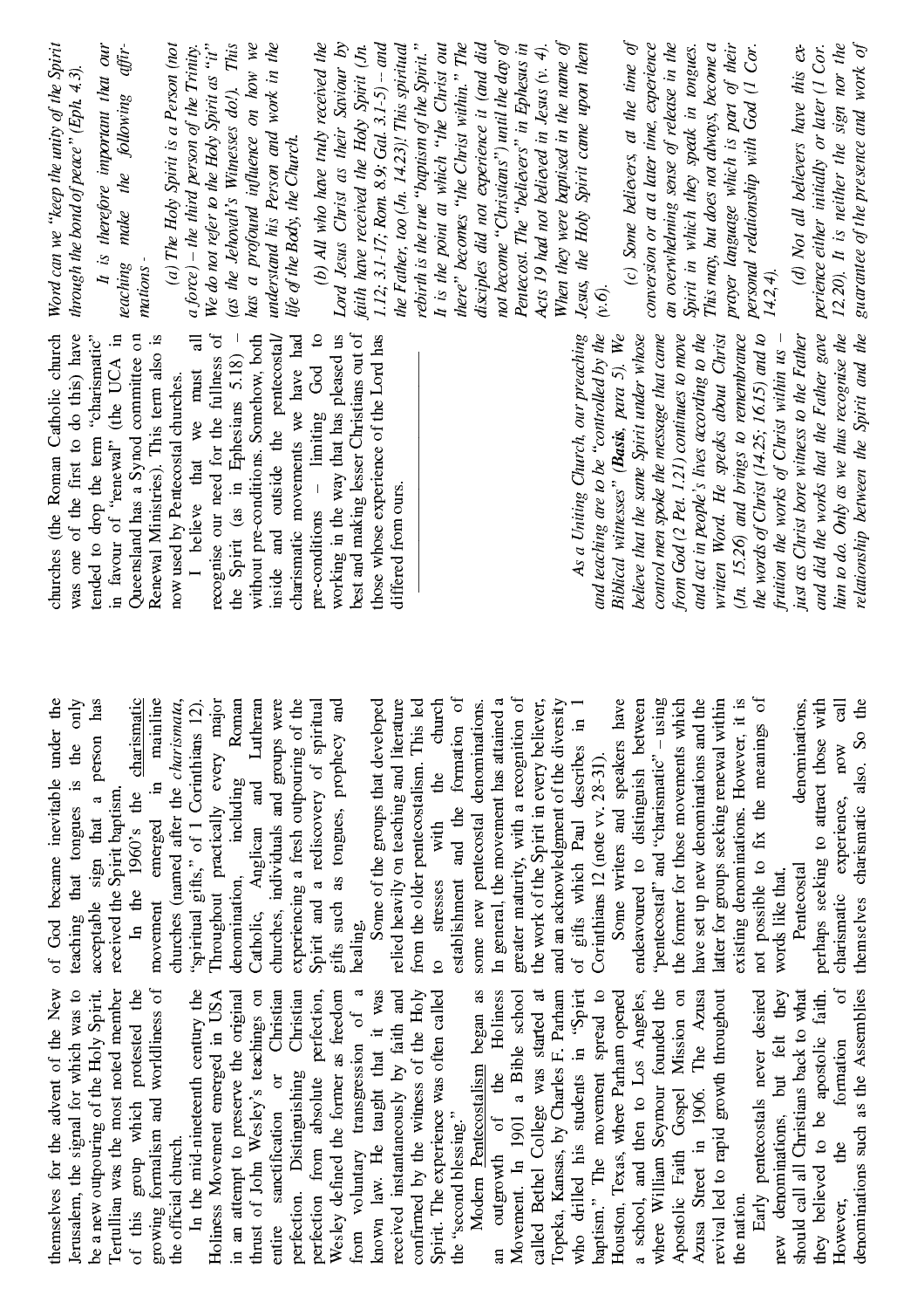themselves for the advent of the New Jerusalem, the signal for which was to be a new outpouring of the Holy Spirit. Tertullian was the most noted member of this group which protested the growing formalism and worldliness of the official church.

In the mid-nineteenth century the Holiness Movement emerged in USA in an attempt to preserve the original thrust of John Wesley's teachings on entire sanctification or Christian perfection. Distinguishing Christian perfection from absolute perfection, Wesley defined the former as freedom from voluntary transgression of a known law. He taught that it was received instantaneously by faith and confirmed by the witness of the Holy Spirit. The experience was often called the "second blessing."

Modern Pentecostalism began as an outgrowth of the Holiness Movement. In 1901 a Bible school called Bethel College was started at Topeka, Kansas, by Charles F. Parham who drilled his students in "Spirit baptism." The movement spread to Houston, Texas, where Parham opened a school, and then to Los Angeles, where William Seymour founded the Apostolic Faith Gospel Mission on Azusa Street in 1906. The Azusa revival led to rapid growth throughout the nation.

Early pentecostals never desired new denominations, but felt they should call all Christians back to what they believed to be apostolic faith. However, the formation of denominations such as the Assemblies of God became inevitable under the teaching that tongues is the only acceptable sign that a person has received the Spirit baptism.

In the 1960's the charismatic movement emerged in mainline churches (named after the *charismata*, "spiritual gifts," of 1 Corinthians 12). Throughout practically every major denomination, including Roman Catholic, Anglican and Lutheran churches, individuals and groups were experiencing a fresh outpouring of the Spirit and a rediscovery of spiritual gifts such as tongues, prophecy and healing.

Some of the groups that developed relied heavily on teaching and literature from the older pentecostalism. This led to stresses with the church establishment and the formation of some new pentecostal denominations. In general, the movement has attained a greater maturity, with a recognition of the work of the Spirit in every believer, and an acknowledgment of the diversity of gifts which Paul describes in 1 Corinthians 12 (note vv. 28-31).

Some writers and speakers have endeavoured to distinguish between "pentecostal" and "charismatic" – using the former for those movements which have set up new denominations and the latter for groups seeking renewal within existing denominations. However, it is not possible to fix the meanings of words like that.

Pentecostal denominations, perhaps seeking to attract those with charismatic experience, now call themselves charismatic also. So the churches (the Roman Catholic church was one of the first to do this) have tended to drop the term "charismatic" in favour of "renewal" (the UCA in Queensland has a Synod committee on Renewal Ministries). This term also is now used by Pentecostal churches.

I believe that we must all recognise our need for the fullness of the Spirit (as in Ephesians 5.18) – without pre-conditions. Somehow, both inside and outside the pentecostal/charismatic movements we have had pre-conditions – limiting God to working in the way that has pleased us best and making lesser Christians out of those whose experience of the Lord has differed from ours.

---

*As a Uniting Church, our preaching and teaching are to be "controlled by the Biblical witnesses"* (**Basis**, *para 5). We believe that the same Spirit under whose control men spoke the message that came from God (2 Pet. 1.21) continues to move and act in people's lives according to the written Word. He speaks about Christ (Jn. 15.26) and brings to remembrance the words of Christ (14.25; 16.15) and to fruition the works of Christ within us – just as Christ bore witness to the Father and did the works that the Father gave him to do. Only as we thus recognise the relationship between the Spirit and the Word can we "keep the unity of the Spirit through the bond of peace" (Eph. 4.3).*

*It is therefore important that our teaching make the following affirmations -*

*(a) The Holy Spirit is a Person (not a force) – the third person of the Trinity. We do not refer to the Holy Spirit as "it" (as the Jehovah's Witnesses do!). This has a profound influence on how we understand his Person and work in the life of the Body, the Church.*

*(b) All who have truly received the Lord Jesus Christ as their Saviour by faith have received the Holy Spirit (Jn. 1.12; 3.1-17; Rom. 8.9; Gal. 3.1-5) – and the Father, too (Jn. 14.23)! This spiritual rebirth is the true "baptism of the Spirit." It is the point at which "the Christ out there" becomes "the Christ within." The disciples did not experience it (and did not become "Christians") until the day of Pentecost. The "believers" in Ephesus in Acts 19 had not believed in Jesus (v. 4). When they were baptised in the name of Jesus, the Holy Spirit came upon them (v.6).*

*(c) Some believers, at the time of conversion or at a later time, experience an overwhelming sense of release in the Spirit in which they speak in tongues. This may, but does not always, become a prayer language which is part of their personal relationship with God (1 Cor. 14.2,4).*

*(d) Not all believers have this experience either initially or later (1 Cor. 12.20). It is neither the sign nor the guarantee of the presence and work of*